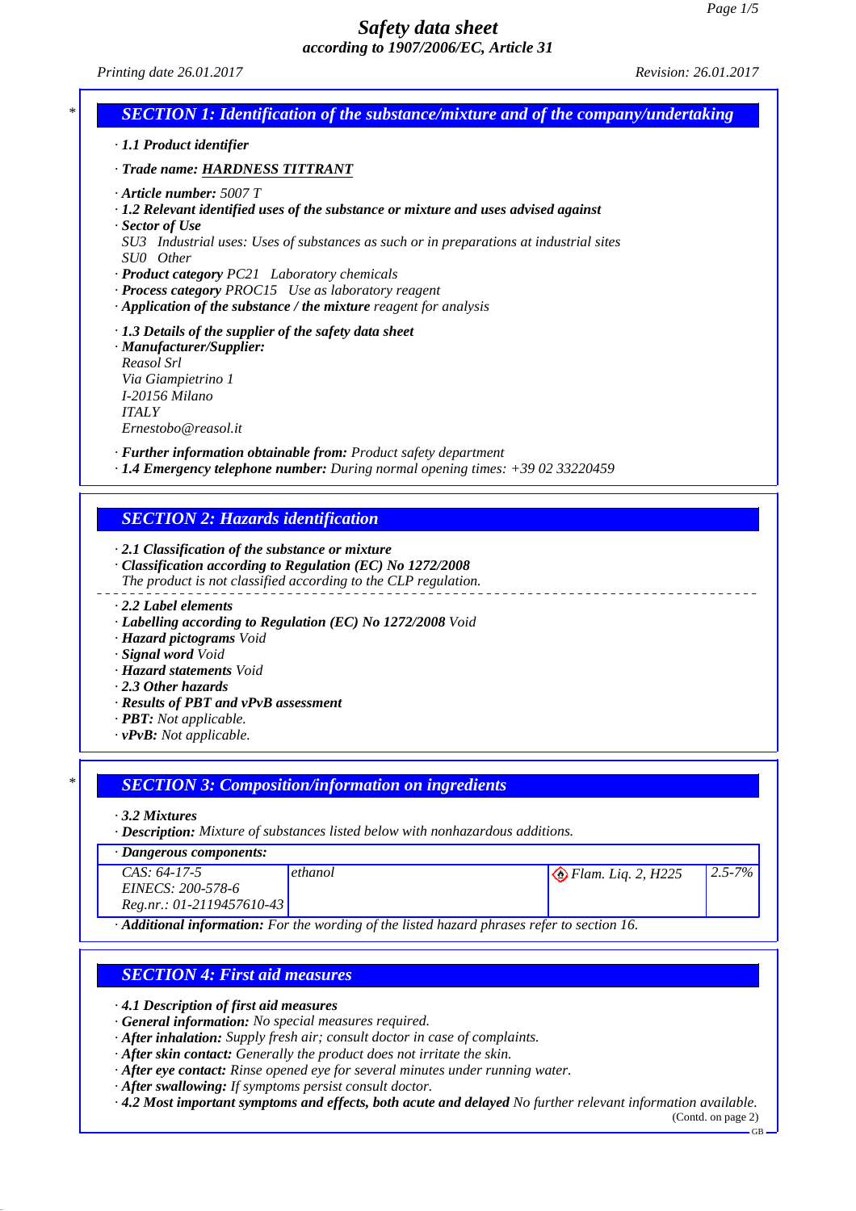# Safety data sheet
## according to 1907/2006/EC, Article 31

Printing date 26.01.2017 Revision: 26.01.2017

## SECTION 1: Identification of the substance/mixture and of the company/undertaking

· **1.1 Product identifier**

· **Trade name: HARDNESS TITTRANT**

· **Article number:** 5007 T

· **1.2 Relevant identified uses of the substance or mixture and uses advised against**

· **Sector of Use**
SU3 Industrial uses: Uses of substances as such or in preparations at industrial sites
SU0 Other

· **Product category** PC21 Laboratory chemicals

· **Process category** PROC15 Use as laboratory reagent

· **Application of the substance / the mixture** reagent for analysis

· **1.3 Details of the supplier of the safety data sheet**

· **Manufacturer/Supplier:**
Reasol Srl
Via Giampietrino 1
I-20156 Milano
ITALY
Ernestobo@reasol.it

· **Further information obtainable from:** Product safety department

· **1.4 Emergency telephone number:** During normal opening times: +39 02 33220459

## SECTION 2: Hazards identification

· **2.1 Classification of the substance or mixture**

· **Classification according to Regulation (EC) No 1272/2008**
The product is not classified according to the CLP regulation.

· **2.2 Label elements**

· **Labelling according to Regulation (EC) No 1272/2008** Void

· **Hazard pictograms** Void

· **Signal word** Void

· **Hazard statements** Void

· **2.3 Other hazards**

· **Results of PBT and vPvB assessment**

· **PBT:** Not applicable.

· **vPvB:** Not applicable.

## SECTION 3: Composition/information on ingredients

· **3.2 Mixtures**

· **Description:** Mixture of substances listed below with nonhazardous additions.

· **Dangerous components:**

| | | | |
|---|---|---|---|
| CAS: 64-17-5<br>EINECS: 200-578-6<br>Reg.nr.: 01-2119457610-43 | ethanol | Flam. Liq. 2, H225 | 2.5-7% |

· **Additional information:** For the wording of the listed hazard phrases refer to section 16.

## SECTION 4: First aid measures

· **4.1 Description of first aid measures**

· **General information:** No special measures required.

· **After inhalation:** Supply fresh air; consult doctor in case of complaints.

· **After skin contact:** Generally the product does not irritate the skin.

· **After eye contact:** Rinse opened eye for several minutes under running water.

· **After swallowing:** If symptoms persist consult doctor.

· **4.2 Most important symptoms and effects, both acute and delayed** No further relevant information available.

(Contd. on page 2)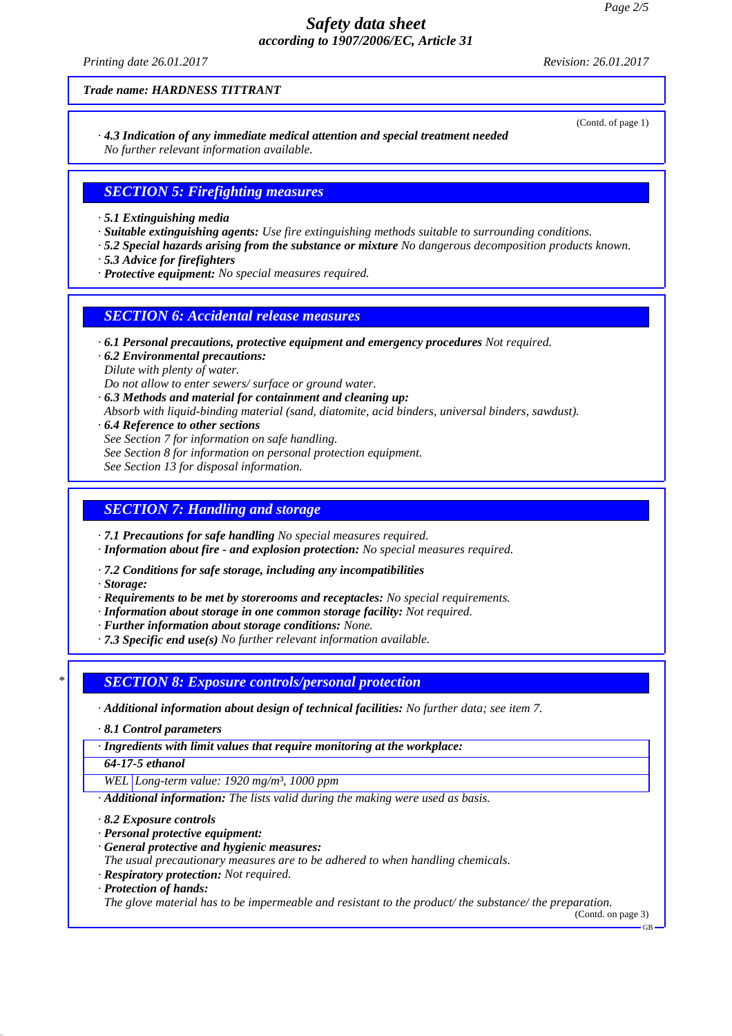**Trade name: HARDNESS TITTRANT**

(Contd. of page 1)

· **4.3 Indication of any immediate medical attention and special treatment needed**
No further relevant information available.

## SECTION 5: Firefighting measures

· **5.1 Extinguishing media**
· **Suitable extinguishing agents:** Use fire extinguishing methods suitable to surrounding conditions.
· **5.2 Special hazards arising from the substance or mixture** No dangerous decomposition products known.
· **5.3 Advice for firefighters**
· **Protective equipment:** No special measures required.

## SECTION 6: Accidental release measures

· **6.1 Personal precautions, protective equipment and emergency procedures** Not required.
· **6.2 Environmental precautions:**
Dilute with plenty of water.
Do not allow to enter sewers/ surface or ground water.
· **6.3 Methods and material for containment and cleaning up:**
Absorb with liquid-binding material (sand, diatomite, acid binders, universal binders, sawdust).
· **6.4 Reference to other sections**
See Section 7 for information on safe handling.
See Section 8 for information on personal protection equipment.
See Section 13 for disposal information.

## SECTION 7: Handling and storage

· **7.1 Precautions for safe handling** No special measures required.
· **Information about fire - and explosion protection:** No special measures required.

· **7.2 Conditions for safe storage, including any incompatibilities**
· **Storage:**
· **Requirements to be met by storerooms and receptacles:** No special requirements.
· **Information about storage in one common storage facility:** Not required.
· **Further information about storage conditions:** None.
· **7.3 Specific end use(s)** No further relevant information available.

## * SECTION 8: Exposure controls/personal protection

· **Additional information about design of technical facilities:** No further data; see item 7.

· **8.1 Control parameters**

| · Ingredients with limit values that require monitoring at the workplace: | |
|---|---|
| **64-17-5 ethanol** | |
| WEL | Long-term value: 1920 mg/m³, 1000 ppm |

· **Additional information:** The lists valid during the making were used as basis.

· **8.2 Exposure controls**
· **Personal protective equipment:**
· **General protective and hygienic measures:**
The usual precautionary measures are to be adhered to when handling chemicals.
· **Respiratory protection:** Not required.
· **Protection of hands:**
The glove material has to be impermeable and resistant to the product/ the substance/ the preparation.

(Contd. on page 3)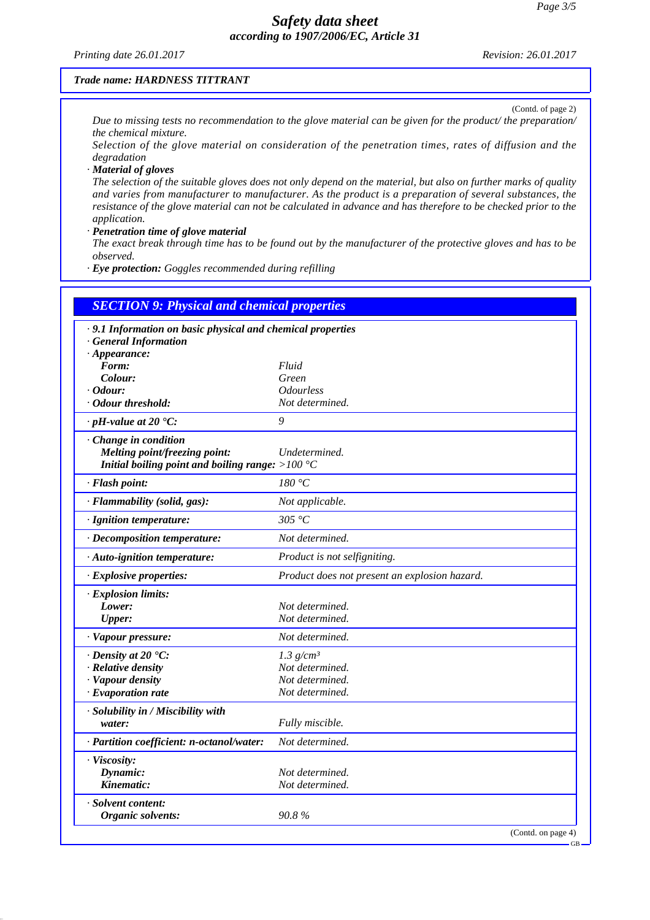*Trade name: HARDNESS TITTRANT*

(Contd. of page 2)

Due to missing tests no recommendation to the glove material can be given for the product/ the preparation/ the chemical mixture.

Selection of the glove material on consideration of the penetration times, rates of diffusion and the degradation

· **Material of gloves**

The selection of the suitable gloves does not only depend on the material, but also on further marks of quality and varies from manufacturer to manufacturer. As the product is a preparation of several substances, the resistance of the glove material can not be calculated in advance and has therefore to be checked prior to the application.

· **Penetration time of glove material**

The exact break through time has to be found out by the manufacturer of the protective gloves and has to be observed.

· **Eye protection:** Goggles recommended during refilling

## SECTION 9: Physical and chemical properties

| · **9.1 Information on basic physical and chemical properties** | |
|---|---|
| · **General Information** | |
| · **Appearance:** | |
| **Form:** | Fluid |
| **Colour:** | Green |
| · **Odour:** | Odourless |
| · **Odour threshold:** | Not determined. |
| · **pH-value at 20 °C:** | 9 |
| · **Change in condition** | |
| **Melting point/freezing point:** | Undetermined. |
| **Initial boiling point and boiling range:** | >100 °C |
| · **Flash point:** | 180 °C |
| · **Flammability (solid, gas):** | Not applicable. |
| · **Ignition temperature:** | 305 °C |
| · **Decomposition temperature:** | Not determined. |
| · **Auto-ignition temperature:** | Product is not selfigniting. |
| · **Explosive properties:** | Product does not present an explosion hazard. |
| · **Explosion limits:** | |
| **Lower:** | Not determined. |
| **Upper:** | Not determined. |
| · **Vapour pressure:** | Not determined. |
| · **Density at 20 °C:** | 1.3 g/cm³ |
| · **Relative density** | Not determined. |
| · **Vapour density** | Not determined. |
| · **Evaporation rate** | Not determined. |
| · **Solubility in / Miscibility with water:** | Fully miscible. |
| · **Partition coefficient: n-octanol/water:** | Not determined. |
| · **Viscosity:** | |
| **Dynamic:** | Not determined. |
| **Kinematic:** | Not determined. |
| · **Solvent content:** | |
| **Organic solvents:** | 90.8 % |

(Contd. on page 4)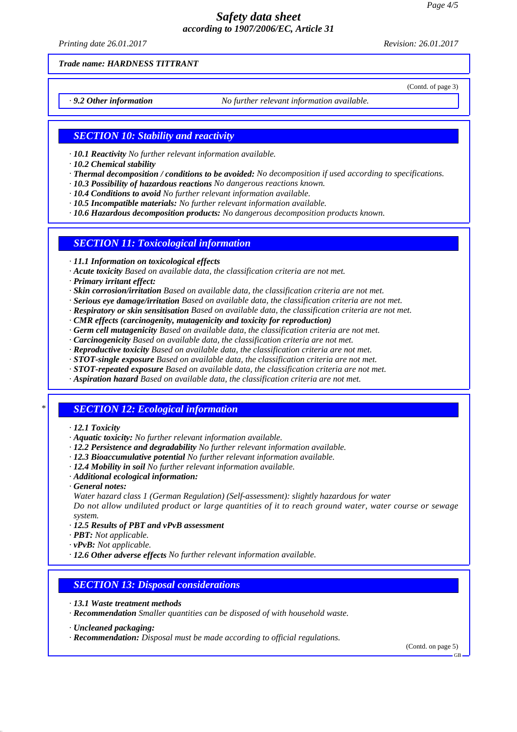Trade name: HARDNESS TITTRANT

(Contd. of page 3)

· **9.2 Other information** No further relevant information available.

## SECTION 10: Stability and reactivity

· **10.1 Reactivity** No further relevant information available.
· **10.2 Chemical stability**
· **Thermal decomposition / conditions to be avoided:** No decomposition if used according to specifications.
· **10.3 Possibility of hazardous reactions** No dangerous reactions known.
· **10.4 Conditions to avoid** No further relevant information available.
· **10.5 Incompatible materials:** No further relevant information available.
· **10.6 Hazardous decomposition products:** No dangerous decomposition products known.

## SECTION 11: Toxicological information

· **11.1 Information on toxicological effects**
· **Acute toxicity** Based on available data, the classification criteria are not met.
· **Primary irritant effect:**
· **Skin corrosion/irritation** Based on available data, the classification criteria are not met.
· **Serious eye damage/irritation** Based on available data, the classification criteria are not met.
· **Respiratory or skin sensitisation** Based on available data, the classification criteria are not met.
· **CMR effects (carcinogenity, mutagenicity and toxicity for reproduction)**
· **Germ cell mutagenicity** Based on available data, the classification criteria are not met.
· **Carcinogenicity** Based on available data, the classification criteria are not met.
· **Reproductive toxicity** Based on available data, the classification criteria are not met.
· **STOT-single exposure** Based on available data, the classification criteria are not met.
· **STOT-repeated exposure** Based on available data, the classification criteria are not met.
· **Aspiration hazard** Based on available data, the classification criteria are not met.

## * SECTION 12: Ecological information

· **12.1 Toxicity**
· **Aquatic toxicity:** No further relevant information available.
· **12.2 Persistence and degradability** No further relevant information available.
· **12.3 Bioaccumulative potential** No further relevant information available.
· **12.4 Mobility in soil** No further relevant information available.
· **Additional ecological information:**
· **General notes:**
Water hazard class 1 (German Regulation) (Self-assessment): slightly hazardous for water
Do not allow undiluted product or large quantities of it to reach ground water, water course or sewage system.
· **12.5 Results of PBT and vPvB assessment**
· **PBT:** Not applicable.
· **vPvB:** Not applicable.
· **12.6 Other adverse effects** No further relevant information available.

## SECTION 13: Disposal considerations

· **13.1 Waste treatment methods**
· **Recommendation** Smaller quantities can be disposed of with household waste.

· **Uncleaned packaging:**
· **Recommendation:** Disposal must be made according to official regulations.

(Contd. on page 5)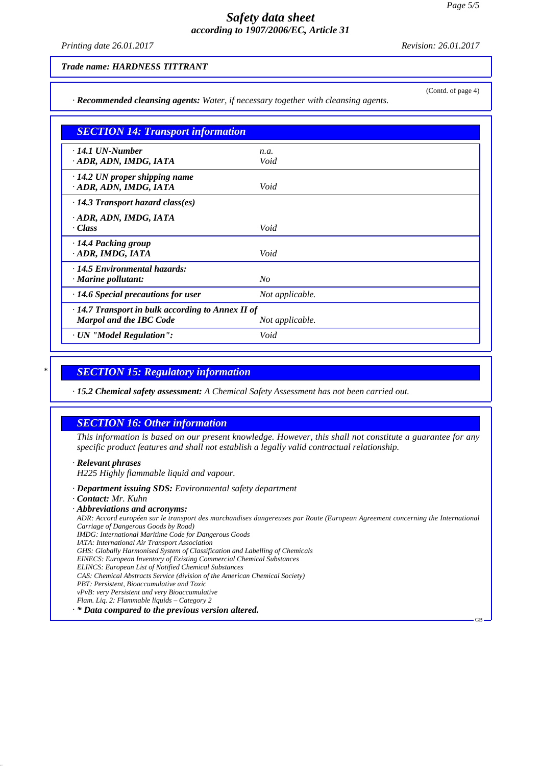*Trade name: HARDNESS TITTRANT*

(Contd. of page 4)

· **Recommended cleansing agents:** *Water, if necessary together with cleansing agents.*

## SECTION 14: Transport information

| | |
|---|---|
| · **14.1 UN-Number** · **ADR, ADN, IMDG, IATA** | n.a. Void |
| · **14.2 UN proper shipping name** · **ADR, ADN, IMDG, IATA** | Void |
| · **14.3 Transport hazard class(es)** · **ADR, ADN, IMDG, IATA** · **Class** | Void |
| · **14.4 Packing group** · **ADR, IMDG, IATA** | Void |
| · **14.5 Environmental hazards:** · **Marine pollutant:** | No |
| · **14.6 Special precautions for user** | Not applicable. |
| · **14.7 Transport in bulk according to Annex II of Marpol and the IBC Code** | Not applicable. |
| · **UN "Model Regulation":** | Void |

\* 

## SECTION 15: Regulatory information

· **15.2 Chemical safety assessment:** *A Chemical Safety Assessment has not been carried out.*

## SECTION 16: Other information

*This information is based on our present knowledge. However, this shall not constitute a guarantee for any specific product features and shall not establish a legally valid contractual relationship.*

· **Relevant phrases**
H225 Highly flammable liquid and vapour.

· **Department issuing SDS:** Environmental safety department
· **Contact:** Mr. Kuhn
· **Abbreviations and acronyms:**
ADR: Accord européen sur le transport des marchandises dangereuses par Route (European Agreement concerning the International Carriage of Dangerous Goods by Road)
IMDG: International Maritime Code for Dangerous Goods
IATA: International Air Transport Association
GHS: Globally Harmonised System of Classification and Labelling of Chemicals
EINECS: European Inventory of Existing Commercial Chemical Substances
ELINCS: European List of Notified Chemical Substances
CAS: Chemical Abstracts Service (division of the American Chemical Society)
PBT: Persistent, Bioaccumulative and Toxic
vPvB: very Persistent and very Bioaccumulative
Flam. Liq. 2: Flammable liquids – Category 2
· **\* Data compared to the previous version altered.**